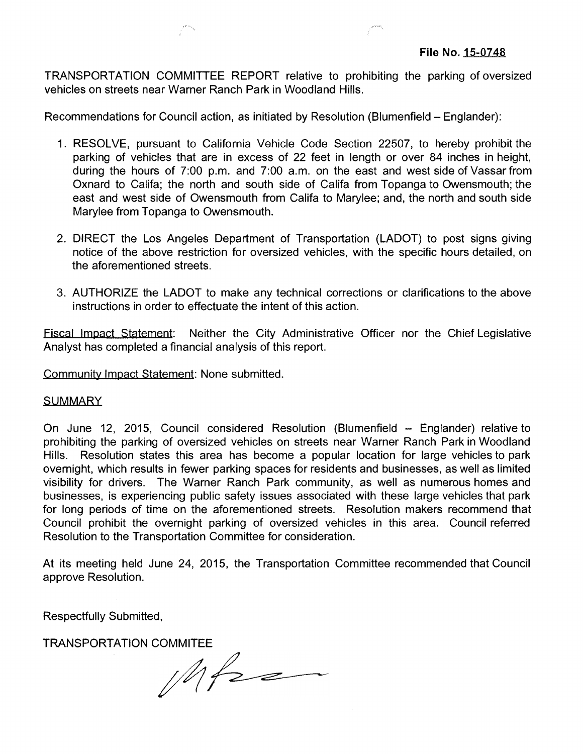**File No. 15-0748**

TRANSPORTATION COMMITTEE REPORT relative to prohibiting the parking of oversized vehicles on streets near Warner Ranch Park in Woodland Hills.

Recommendations for Council action, as initiated by Resolution (Blumenfield – Englander):

1. RESOLVE, pursuant to California Vehicle Code Section 22507, to hereby prohibit the parking of vehicles that are in excess of 22 feet in length or over 84 inches in height, during the hours of 7:00 p.m. and 7:00 a.m. on the east and west side of Vassar from Oxnard to Califa; the north and south side of Califa from Topanga to Owensmouth; the east and west side of Owensmouth from Califa to Marylee; and, the north and south side Marylee from Topanga to Owensmouth.

2. DIRECT the Los Angeles Department of Transportation (LADOT) to post signs giving notice of the above restriction for oversized vehicles, with the specific hours detailed, on the aforementioned streets.

3. AUTHORIZE the LADOT to make any technical corrections or clarifications to the above instructions in order to effectuate the intent of this action.

Fiscal Impact Statement: Neither the City Administrative Officer nor the Chief Legislative Analyst has completed a financial analysis of this report.

Community Impact Statement: None submitted.

SUMMARY

On June 12, 2015, Council considered Resolution (Blumenfield – Englander) relative to prohibiting the parking of oversized vehicles on streets near Warner Ranch Park in Woodland Hills. Resolution states this area has become a popular location for large vehicles to park overnight, which results in fewer parking spaces for residents and businesses, as well as limited visibility for drivers. The Warner Ranch Park community, as well as numerous homes and businesses, is experiencing public safety issues associated with these large vehicles that park for long periods of time on the aforementioned streets. Resolution makers recommend that Council prohibit the overnight parking of oversized vehicles in this area. Council referred Resolution to the Transportation Committee for consideration.

At its meeting held June 24, 2015, the Transportation Committee recommended that Council approve Resolution.

Respectfully Submitted,

TRANSPORTATION COMMITEE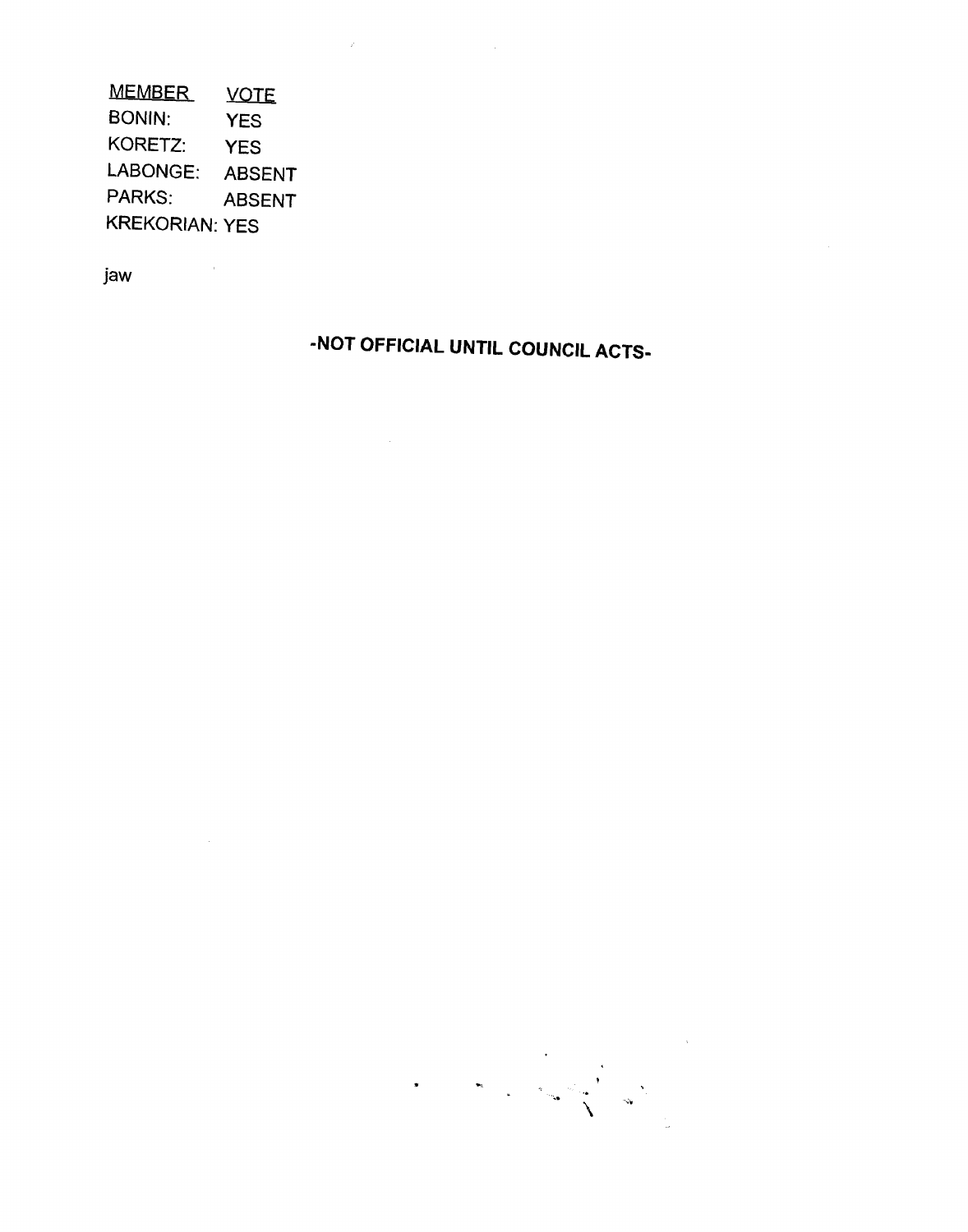| MEMBER | VOTE |
| --- | --- |
| BONIN: | YES |
| KORETZ: | YES |
| LABONGE: | ABSENT |
| PARKS: | ABSENT |
| KREKORIAN: | YES |

jaw

**-NOT OFFICIAL UNTIL COUNCIL ACTS-**